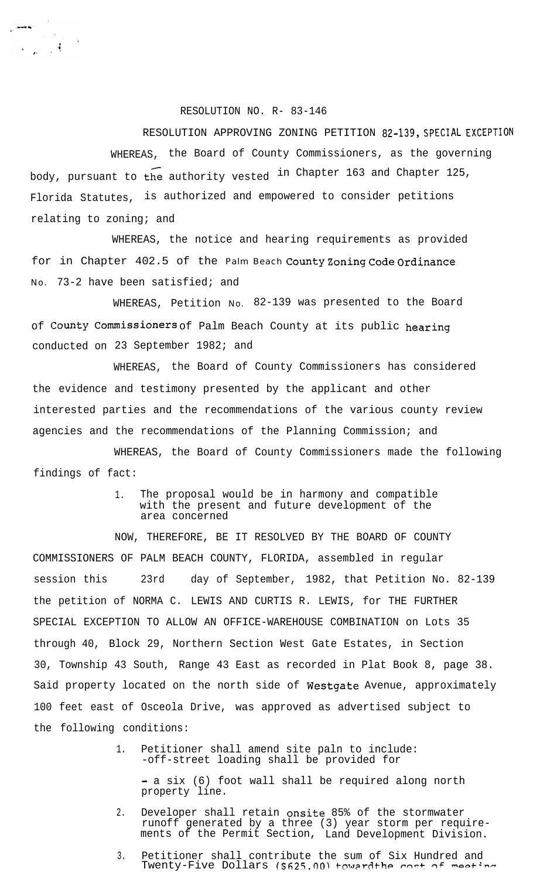RESOLUTION NO. R- 83-146

RESOLUTION APPROVING ZONING PETITION 82-139, SPECIAL EXCEPTION

WHEREAS, the Board of County Commissioners, as the governing body, pursuant to the authority vested in Chapter 163 and Chapter 125, Florida Statutes, is authorized and empowered to consider petitions relating to zoning; and

WHEREAS, the notice and hearing requirements as provided for in Chapter 402.5 of the Palm Beach County Zoning Code Ordinance No. 73-2 have been satisfied; and

WHEREAS, Petition No. 82-139 was presented to the Board of County Commissioners of Palm Beach County at its public hearing conducted on 23 September 1982; and

WHEREAS, the Board of County Commissioners has considered the evidence and testimony presented by the applicant and other interested parties and the recommendations of the various county review agencies and the recommendations of the Planning Commission; and

WHEREAS, the Board of County Commissioners made the following findings of fact:

1. The proposal would be in harmony and compatible with the present and future development of the area concerned

NOW, THEREFORE, BE IT RESOLVED BY THE BOARD OF COUNTY COMMISSIONERS OF PALM BEACH COUNTY, FLORIDA, assembled in regular session this 23rd day of September, 1982, that Petition No. 82-139 the petition of NORMA C. LEWIS AND CURTIS R. LEWIS, for THE FURTHER SPECIAL EXCEPTION TO ALLOW AN OFFICE-WAREHOUSE COMBINATION on Lots 35 through 40, Block 29, Northern Section West Gate Estates, in Section 30, Township 43 South, Range 43 East as recorded in Plat Book 8, page 38. Said property located on the north side of Westgate Avenue, approximately 100 feet east of Osceola Drive, was approved as advertised subject to the following conditions:

1. Petitioner shall amend site paln to include:
   -off-street loading shall be provided for

   - a six (6) foot wall shall be required along north property line.
2. Developer shall retain onsite 85% of the stormwater runoff generated by a three (3) year storm per requirements of the Permit Section, Land Development Division.
3. Petitioner shall contribute the sum of Six Hundred and Twenty-Five Dollars ($625.00) toward the cost of meeting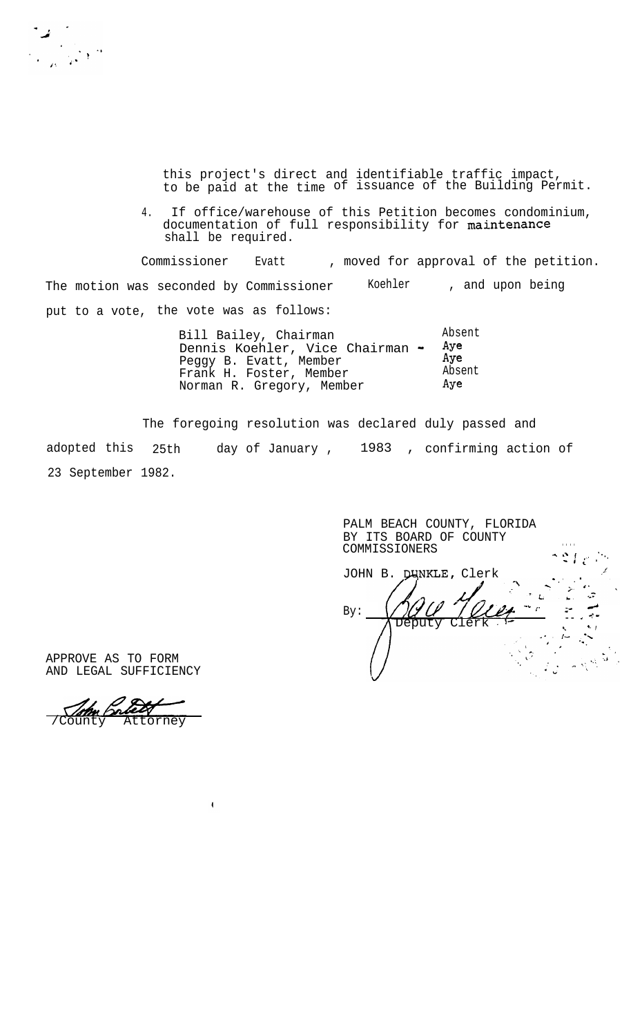this project's direct and identifiable traffic impact, to be paid at the time of issuance of the Building Permit.

4. If office/warehouse of this Petition becomes condominium, documentation of full responsibility for maintenance shall be required.

Commissioner Evatt, moved for approval of the petition. The motion was seconded by Commissioner Koehler, and upon being put to a vote, the vote was as follows:

| | |
|---|---|
| Bill Bailey, Chairman | Absent |
| Dennis Koehler, Vice Chairman | Aye |
| Peggy B. Evatt, Member | Aye |
| Frank H. Foster, Member | Absent |
| Norman R. Gregory, Member | Aye |

The foregoing resolution was declared duly passed and adopted this 25th day of January, 1983, confirming action of 23 September 1982.

PALM BEACH COUNTY, FLORIDA
BY ITS BOARD OF COUNTY COMMISSIONERS

JOHN B. DUNKLE, Clerk

By: ______________________
Deputy Clerk

APPROVE AS TO FORM
AND LEGAL SUFFICIENCY

______________________
County Attorney